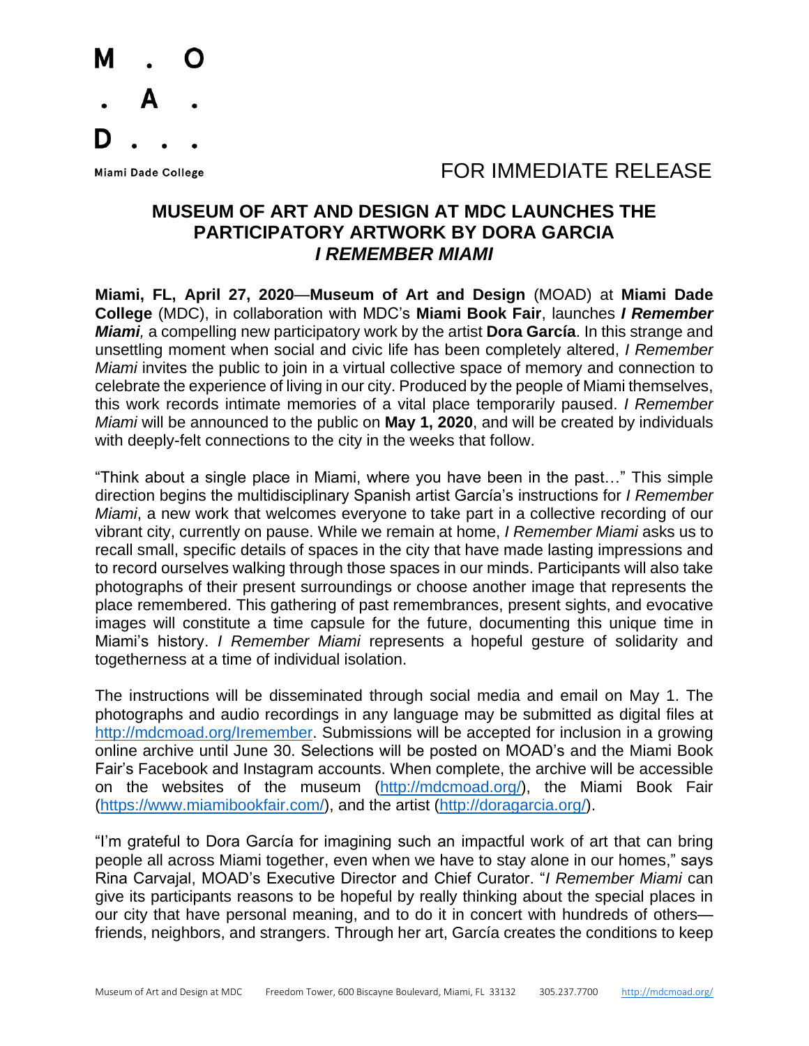M . O
. A .
D . . .

Miami Dade College

FOR IMMEDIATE RELEASE

# MUSEUM OF ART AND DESIGN AT MDC LAUNCHES THE PARTICIPATORY ARTWORK BY DORA GARCIA *I REMEMBER MIAMI*

**Miami, FL, April 27, 2020**—**Museum of Art and Design** (MOAD) at **Miami Dade College** (MDC), in collaboration with MDC's **Miami Book Fair**, launches ***I Remember Miami**,* a compelling new participatory work by the artist **Dora García**. In this strange and unsettling moment when social and civic life has been completely altered, *I Remember Miami* invites the public to join in a virtual collective space of memory and connection to celebrate the experience of living in our city. Produced by the people of Miami themselves, this work records intimate memories of a vital place temporarily paused. *I Remember Miami* will be announced to the public on **May 1, 2020**, and will be created by individuals with deeply-felt connections to the city in the weeks that follow.

"Think about a single place in Miami, where you have been in the past…" This simple direction begins the multidisciplinary Spanish artist García's instructions for *I Remember Miami*, a new work that welcomes everyone to take part in a collective recording of our vibrant city, currently on pause. While we remain at home, *I Remember Miami* asks us to recall small, specific details of spaces in the city that have made lasting impressions and to record ourselves walking through those spaces in our minds. Participants will also take photographs of their present surroundings or choose another image that represents the place remembered. This gathering of past remembrances, present sights, and evocative images will constitute a time capsule for the future, documenting this unique time in Miami's history. *I Remember Miami* represents a hopeful gesture of solidarity and togetherness at a time of individual isolation.

The instructions will be disseminated through social media and email on May 1. The photographs and audio recordings in any language may be submitted as digital files at [http://mdcmoad.org/Iremember](http://mdcmoad.org/Iremember). Submissions will be accepted for inclusion in a growing online archive until June 30. Selections will be posted on MOAD's and the Miami Book Fair's Facebook and Instagram accounts. When complete, the archive will be accessible on the websites of the museum ([http://mdcmoad.org/](http://mdcmoad.org/)), the Miami Book Fair ([https://www.miamibookfair.com/](https://www.miamibookfair.com/)), and the artist ([http://doragarcia.org/](http://doragarcia.org/)).

"I'm grateful to Dora García for imagining such an impactful work of art that can bring people all across Miami together, even when we have to stay alone in our homes," says Rina Carvajal, MOAD's Executive Director and Chief Curator. "*I Remember Miami* can give its participants reasons to be hopeful by really thinking about the special places in our city that have personal meaning, and to do it in concert with hundreds of others—friends, neighbors, and strangers. Through her art, García creates the conditions to keep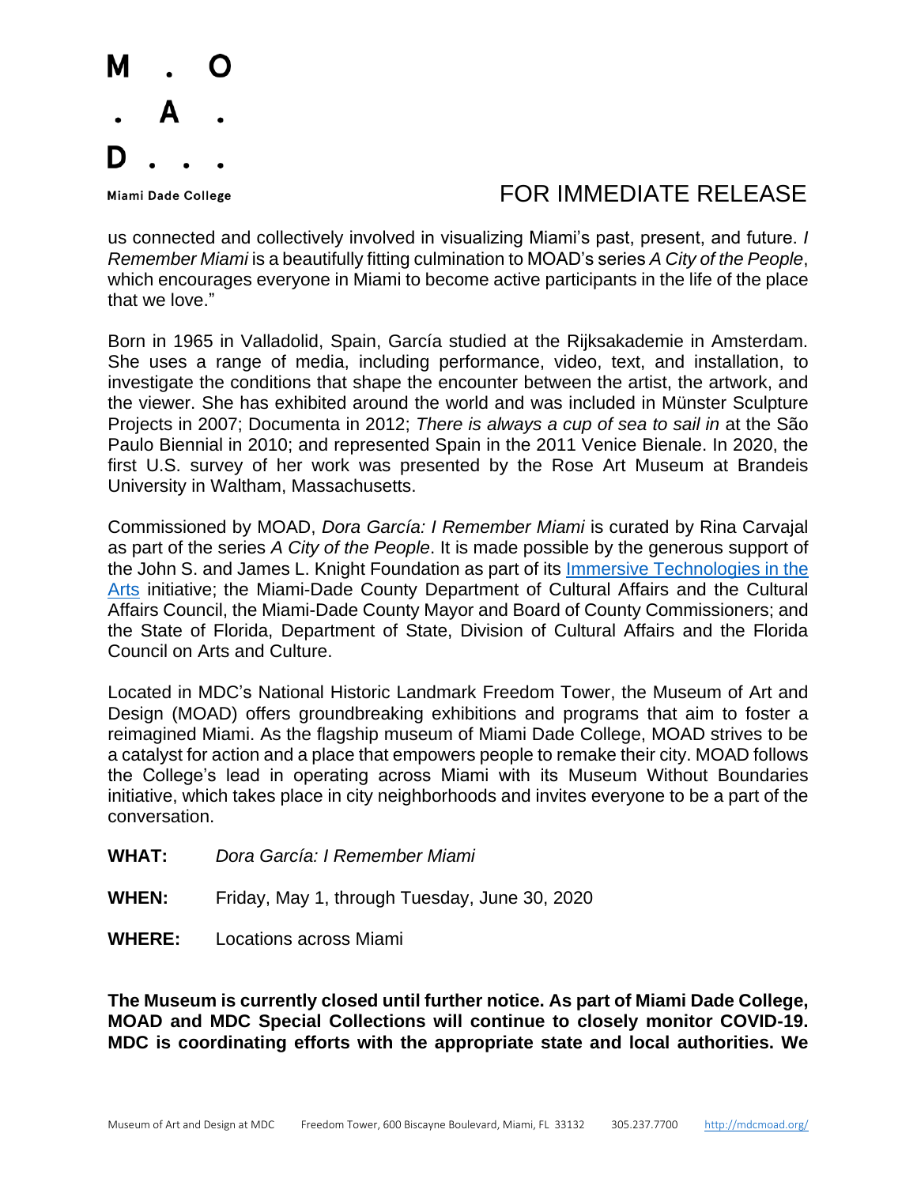us connected and collectively involved in visualizing Miami's past, present, and future. *I Remember Miami* is a beautifully fitting culmination to MOAD's series *A City of the People*, which encourages everyone in Miami to become active participants in the life of the place that we love."

Born in 1965 in Valladolid, Spain, García studied at the Rijksakademie in Amsterdam. She uses a range of media, including performance, video, text, and installation, to investigate the conditions that shape the encounter between the artist, the artwork, and the viewer. She has exhibited around the world and was included in Münster Sculpture Projects in 2007; Documenta in 2012; *There is always a cup of sea to sail in* at the São Paulo Biennial in 2010; and represented Spain in the 2011 Venice Bienale. In 2020, the first U.S. survey of her work was presented by the Rose Art Museum at Brandeis University in Waltham, Massachusetts.

Commissioned by MOAD, *Dora García: I Remember Miami* is curated by Rina Carvajal as part of the series *A City of the People*. It is made possible by the generous support of the John S. and James L. Knight Foundation as part of its [Immersive Technologies in the Arts] initiative; the Miami-Dade County Department of Cultural Affairs and the Cultural Affairs Council, the Miami-Dade County Mayor and Board of County Commissioners; and the State of Florida, Department of State, Division of Cultural Affairs and the Florida Council on Arts and Culture.

Located in MDC's National Historic Landmark Freedom Tower, the Museum of Art and Design (MOAD) offers groundbreaking exhibitions and programs that aim to foster a reimagined Miami. As the flagship museum of Miami Dade College, MOAD strives to be a catalyst for action and a place that empowers people to remake their city. MOAD follows the College's lead in operating across Miami with its Museum Without Boundaries initiative, which takes place in city neighborhoods and invites everyone to be a part of the conversation.

**WHAT:** *Dora García: I Remember Miami*

**WHEN:** Friday, May 1, through Tuesday, June 30, 2020

**WHERE:** Locations across Miami

**The Museum is currently closed until further notice. As part of Miami Dade College, MOAD and MDC Special Collections will continue to closely monitor COVID-19. MDC is coordinating efforts with the appropriate state and local authorities. We**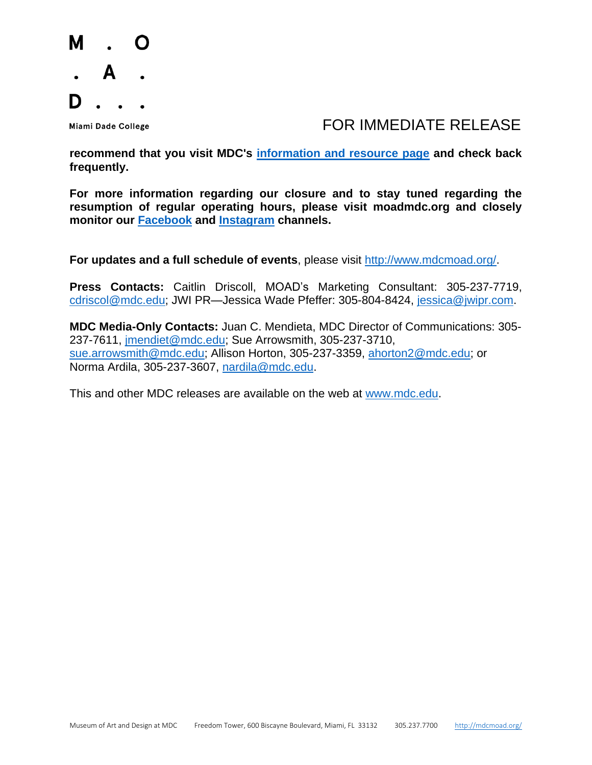**recommend that you visit MDC's information and resource page and check back frequently.**

**For more information regarding our closure and to stay tuned regarding the resumption of regular operating hours, please visit moadmdc.org and closely monitor our Facebook and Instagram channels.**

**For updates and a full schedule of events**, please visit http://www.mdcmoad.org/.

**Press Contacts:** Caitlin Driscoll, MOAD's Marketing Consultant: 305-237-7719, cdriscol@mdc.edu; JWI PR—Jessica Wade Pfeffer: 305-804-8424, jessica@jwipr.com.

**MDC Media-Only Contacts:** Juan C. Mendieta, MDC Director of Communications: 305-237-7611, jmendiet@mdc.edu; Sue Arrowsmith, 305-237-3710, sue.arrowsmith@mdc.edu; Allison Horton, 305-237-3359, ahorton2@mdc.edu; or Norma Ardila, 305-237-3607, nardila@mdc.edu.

This and other MDC releases are available on the web at www.mdc.edu.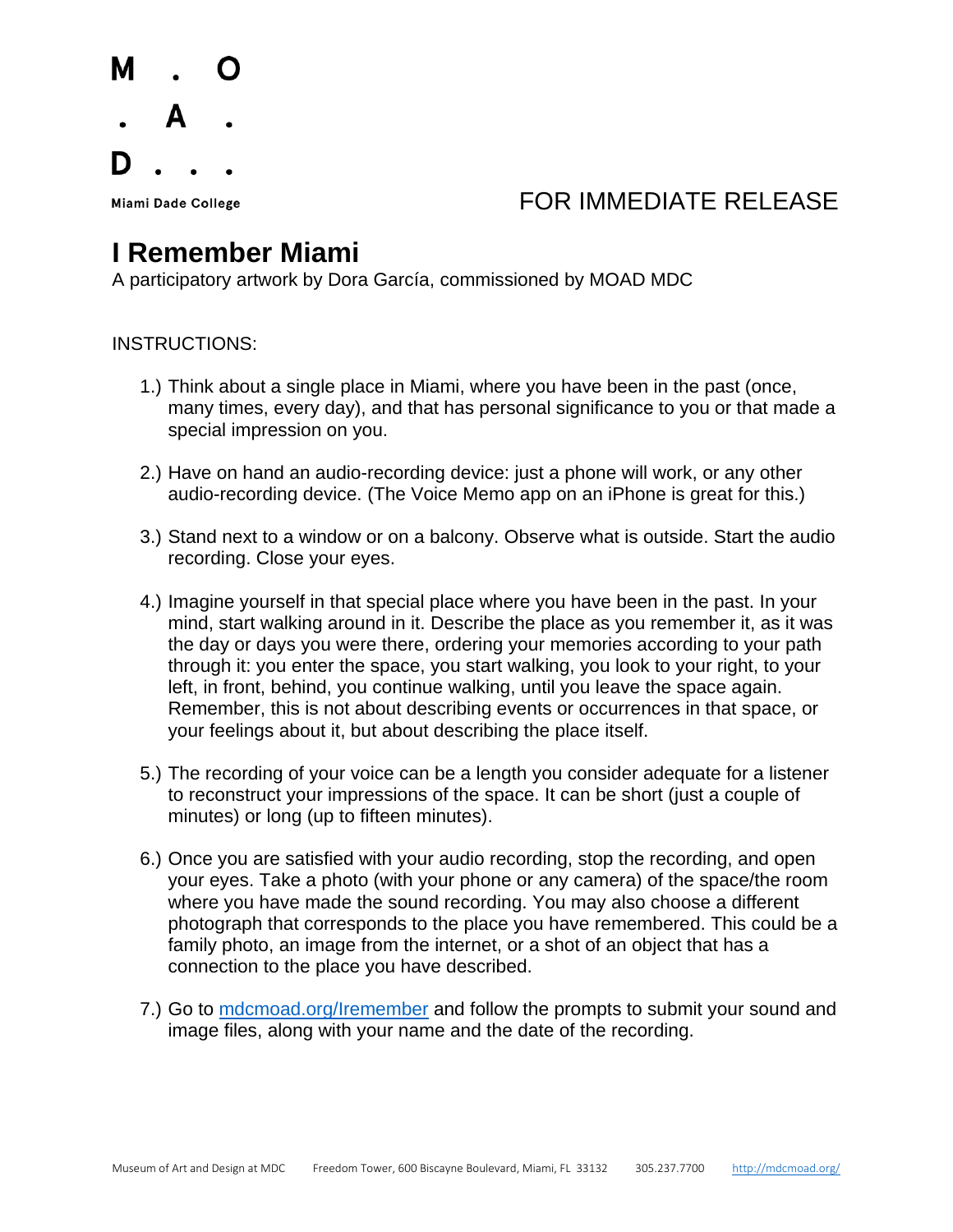M . O
. A .
D . . .

Miami Dade College

FOR IMMEDIATE RELEASE

# I Remember Miami

A participatory artwork by Dora García, commissioned by MOAD MDC

INSTRUCTIONS:

1.) Think about a single place in Miami, where you have been in the past (once, many times, every day), and that has personal significance to you or that made a special impression on you.

2.) Have on hand an audio-recording device: just a phone will work, or any other audio-recording device. (The Voice Memo app on an iPhone is great for this.)

3.) Stand next to a window or on a balcony. Observe what is outside. Start the audio recording. Close your eyes.

4.) Imagine yourself in that special place where you have been in the past. In your mind, start walking around in it. Describe the place as you remember it, as it was the day or days you were there, ordering your memories according to your path through it: you enter the space, you start walking, you look to your right, to your left, in front, behind, you continue walking, until you leave the space again. Remember, this is not about describing events or occurrences in that space, or your feelings about it, but about describing the place itself.

5.) The recording of your voice can be a length you consider adequate for a listener to reconstruct your impressions of the space. It can be short (just a couple of minutes) or long (up to fifteen minutes).

6.) Once you are satisfied with your audio recording, stop the recording, and open your eyes. Take a photo (with your phone or any camera) of the space/the room where you have made the sound recording. You may also choose a different photograph that corresponds to the place you have remembered. This could be a family photo, an image from the internet, or a shot of an object that has a connection to the place you have described.

7.) Go to [mdcmoad.org/Iremember](mdcmoad.org/Iremember) and follow the prompts to submit your sound and image files, along with your name and the date of the recording.

Museum of Art and Design at MDC    Freedom Tower, 600 Biscayne Boulevard, Miami, FL 33132    305.237.7700    [http://mdcmoad.org/](http://mdcmoad.org/)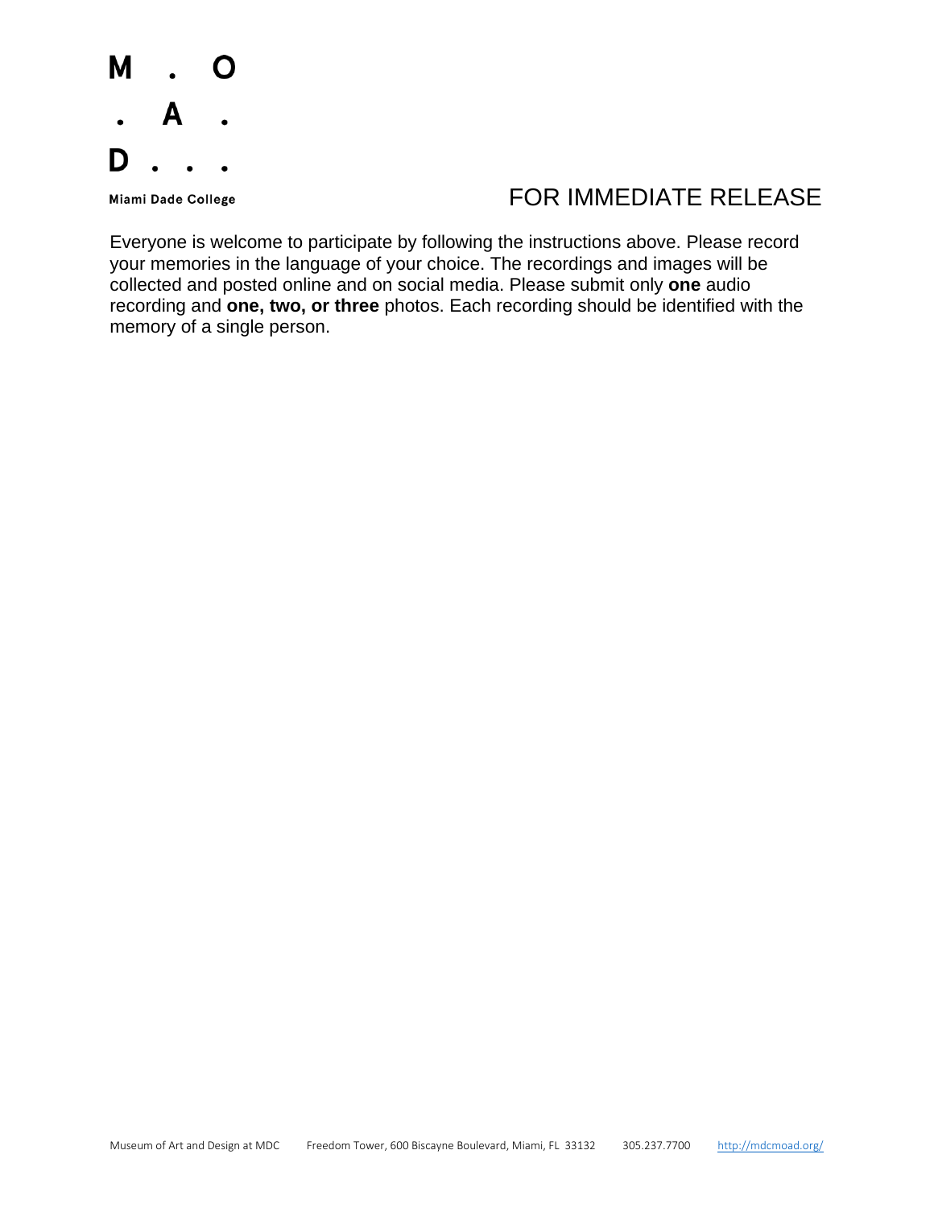M . O
. A .
D . . .

Miami Dade College

FOR IMMEDIATE RELEASE

Everyone is welcome to participate by following the instructions above. Please record your memories in the language of your choice. The recordings and images will be collected and posted online and on social media. Please submit only **one** audio recording and **one, two, or three** photos. Each recording should be identified with the memory of a single person.